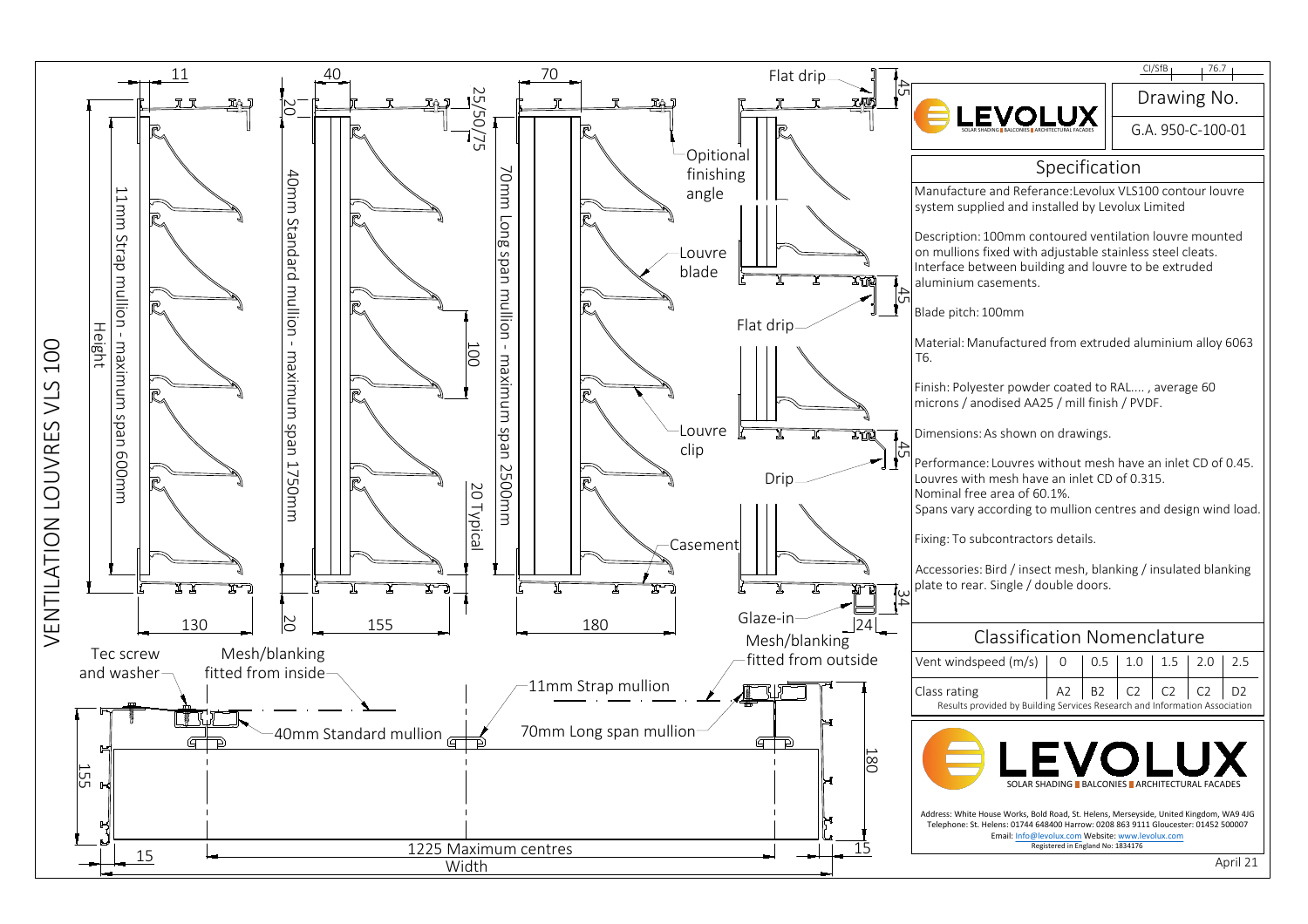# VENTILATION LOUVRES VLS 100

CI/SfB 76.7

**LEVOLUX** — SOLAR SHADING | BALCONIES | ARCHITECTURAL FACADES

Drawing No.
G.A. 950-C-100-01

## Specification

Manufacture and Referance: Levolux VLS100 contour louvre system supplied and installed by Levolux Limited

Description: 100mm contoured ventilation louvre mounted on mullions fixed with adjustable stainless steel cleats. Interface between building and louvre to be extruded aluminium casements.

Blade pitch: 100mm

Material: Manufactured from extruded aluminium alloy 6063 T6.

Finish: Polyester powder coated to RAL.... , average 60 microns / anodised AA25 / mill finish / PVDF.

Dimensions: As shown on drawings.

Performance: Louvres without mesh have an inlet CD of 0.45. Louvres with mesh have an inlet CD of 0.315.
Nominal free area of 60.1%.
Spans vary according to mullion centres and design wind load.

Fixing: To subcontractors details.

Accessories: Bird / insect mesh, blanking / insulated blanking plate to rear. Single / double doors.

## Classification Nomenclature

| Vent windspeed (m/s) | 0 | 0.5 | 1.0 | 1.5 | 2.0 | 2.5 |
|---|---|---|---|---|---|---|
| Class rating | A2 | B2 | C2 | C2 | C2 | D2 |

Results provided by Building Services Research and Information Association

**LEVOLUX** — SOLAR SHADING | BALCONIES | ARCHITECTURAL FACADES

Address: White House Works, Bold Road, St. Helens, Merseyside, United Kingdom, WA9 4JG
Telephone: St. Helens: 01744 648400 Harrow: 0208 863 9111 Gloucester: 01452 500007
Email: Info@levolux.com Website: www.levolux.com
Registered in England No: 1834176

April 21

Drawing annotations:

- 11mm Strap mullion - maximum span 600mm
- 40mm Standard mullion - maximum span 1750mm
- 70mm Long span mullion - maximum span 2500mm
- Height
- 11, 40, 70, 20, 25/50/75, 100, 20 Typical, 130, 155, 180, 45, 34, 24
- Flat drip
- Opitional finishing angle
- Louvre blade
- Louvre clip
- Drip
- Casement
- Glaze-in
- Tec screw and washer
- Mesh/blanking fitted from inside
- Mesh/blanking fitted from outside
- 11mm Strap mullion
- 40mm Standard mullion
- 70mm Long span mullion
- 155, 180, 15
- 1225 Maximum centres
- Width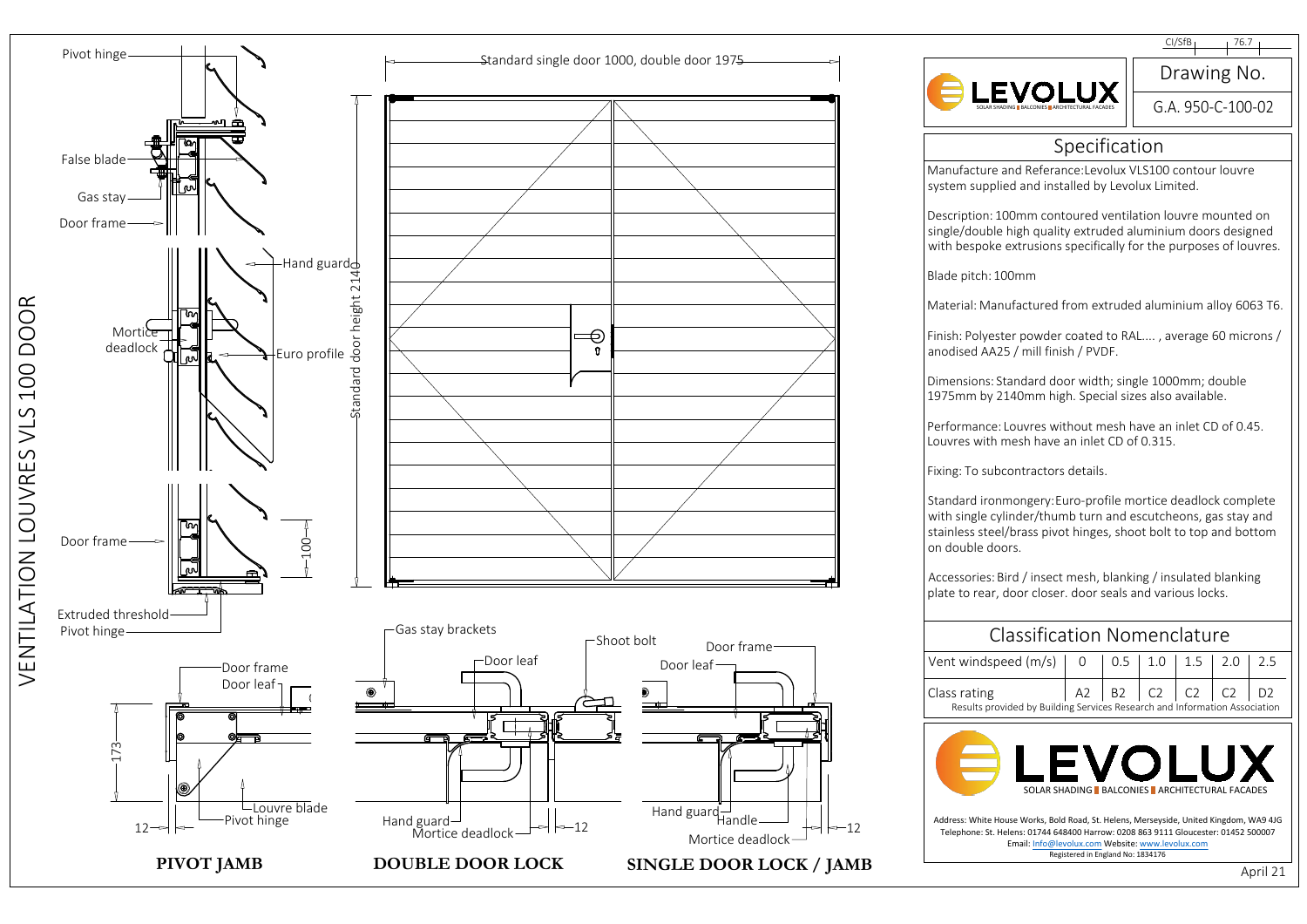# VENTILATION LOUVRES VLS 100 DOOR

Pivot hinge

False blade

Gas stay

Door frame

Hand guard

Mortice deadlock

Euro profile

Door frame

100

Extruded threshold

Pivot hinge

Standard single door 1000, double door 1975

Standard door height 2140

Door frame

Door leaf

173

Louvre blade

12

Pivot hinge

**PIVOT JAMB**

Gas stay brackets

Door leaf

Shoot bolt

Hand guard

Mortice deadlock

12

**DOUBLE DOOR LOCK**

Door frame

Door leaf

Hand guard

Handle

Mortice deadlock

12

**SINGLE DOOR LOCK / JAMB**

CI/SfB 76.7

LEVOLUX

SOLAR SHADING | BALCONIES | ARCHITECTURAL FACADES

Drawing No.

G.A. 950-C-100-02

## Specification

Manufacture and Referance:Levolux VLS100 contour louvre system supplied and installed by Levolux Limited.

Description: 100mm contoured ventilation louvre mounted on single/double high quality extruded aluminium doors designed with bespoke extrusions specifically for the purposes of louvres.

Blade pitch: 100mm

Material: Manufactured from extruded aluminium alloy 6063 T6.

Finish: Polyester powder coated to RAL.... , average 60 microns / anodised AA25 / mill finish / PVDF.

Dimensions: Standard door width; single 1000mm; double 1975mm by 2140mm high. Special sizes also available.

Performance: Louvres without mesh have an inlet CD of 0.45. Louvres with mesh have an inlet CD of 0.315.

Fixing: To subcontractors details.

Standard ironmongery:Euro-profile mortice deadlock complete with single cylinder/thumb turn and escutcheons, gas stay and stainless steel/brass pivot hinges, shoot bolt to top and bottom on double doors.

Accessories: Bird / insect mesh, blanking / insulated blanking plate to rear, door closer. door seals and various locks.

## Classification Nomenclature

| | | | | | | |
|---|---|---|---|---|---|---|
| Vent windspeed (m/s) | 0 | 0.5 | 1.0 | 1.5 | 2.0 | 2.5 |
| Class rating | A2 | B2 | C2 | C2 | C2 | D2 |

Results provided by Building Services Research and Information Association

LEVOLUX

SOLAR SHADING | BALCONIES | ARCHITECTURAL FACADES

Address: White House Works, Bold Road, St. Helens, Merseyside, United Kingdom, WA9 4JG
Telephone: St. Helens: 01744 648400 Harrow: 0208 863 9111 Gloucester: 01452 500007
Email: Info@levolux.com Website: www.levolux.com
Registered in England No: 1834176

April 21